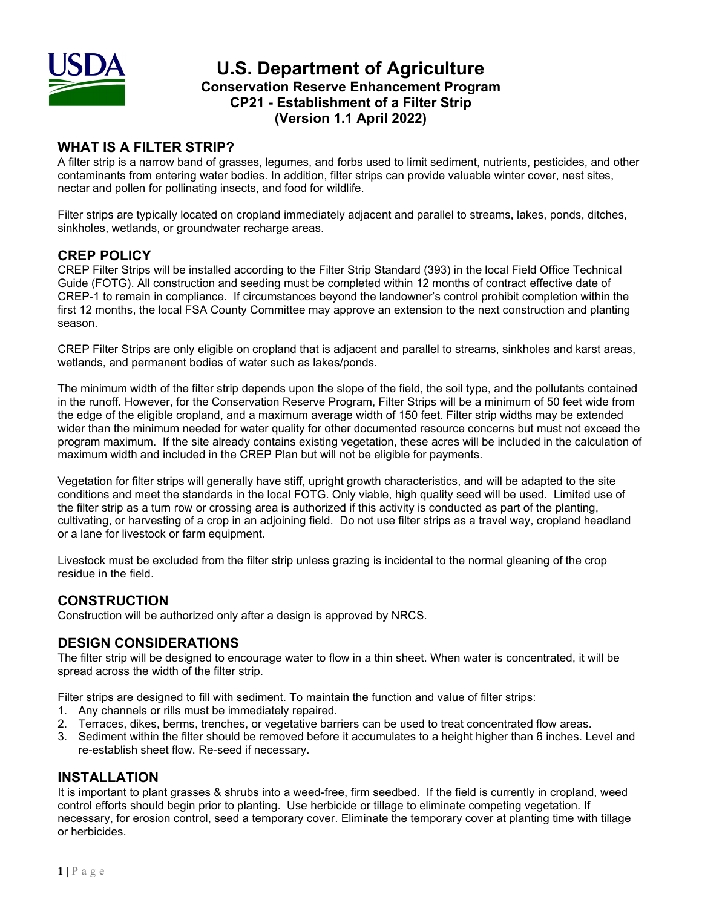# U.S. Department of Agriculture

## Conservation Reserve Enhancement Program

## CP21 - Establishment of a Filter Strip

## (Version 1.1 April 2022)

## WHAT IS A FILTER STRIP?

A filter strip is a narrow band of grasses, legumes, and forbs used to limit sediment, nutrients, pesticides, and other contaminants from entering water bodies. In addition, filter strips can provide valuable winter cover, nest sites, nectar and pollen for pollinating insects, and food for wildlife.

Filter strips are typically located on cropland immediately adjacent and parallel to streams, lakes, ponds, ditches, sinkholes, wetlands, or groundwater recharge areas.

## CREP POLICY

CREP Filter Strips will be installed according to the Filter Strip Standard (393) in the local Field Office Technical Guide (FOTG). All construction and seeding must be completed within 12 months of contract effective date of CREP-1 to remain in compliance. If circumstances beyond the landowner's control prohibit completion within the first 12 months, the local FSA County Committee may approve an extension to the next construction and planting season.

CREP Filter Strips are only eligible on cropland that is adjacent and parallel to streams, sinkholes and karst areas, wetlands, and permanent bodies of water such as lakes/ponds.

The minimum width of the filter strip depends upon the slope of the field, the soil type, and the pollutants contained in the runoff. However, for the Conservation Reserve Program, Filter Strips will be a minimum of 50 feet wide from the edge of the eligible cropland, and a maximum average width of 150 feet. Filter strip widths may be extended wider than the minimum needed for water quality for other documented resource concerns but must not exceed the program maximum. If the site already contains existing vegetation, these acres will be included in the calculation of maximum width and included in the CREP Plan but will not be eligible for payments.

Vegetation for filter strips will generally have stiff, upright growth characteristics, and will be adapted to the site conditions and meet the standards in the local FOTG. Only viable, high quality seed will be used. Limited use of the filter strip as a turn row or crossing area is authorized if this activity is conducted as part of the planting, cultivating, or harvesting of a crop in an adjoining field. Do not use filter strips as a travel way, cropland headland or a lane for livestock or farm equipment.

Livestock must be excluded from the filter strip unless grazing is incidental to the normal gleaning of the crop residue in the field.

## CONSTRUCTION

Construction will be authorized only after a design is approved by NRCS.

## DESIGN CONSIDERATIONS

The filter strip will be designed to encourage water to flow in a thin sheet. When water is concentrated, it will be spread across the width of the filter strip.

Filter strips are designed to fill with sediment. To maintain the function and value of filter strips:

1. Any channels or rills must be immediately repaired.
2. Terraces, dikes, berms, trenches, or vegetative barriers can be used to treat concentrated flow areas.
3. Sediment within the filter should be removed before it accumulates to a height higher than 6 inches. Level and re-establish sheet flow. Re-seed if necessary.

## INSTALLATION

It is important to plant grasses & shrubs into a weed-free, firm seedbed. If the field is currently in cropland, weed control efforts should begin prior to planting. Use herbicide or tillage to eliminate competing vegetation. If necessary, for erosion control, seed a temporary cover. Eliminate the temporary cover at planting time with tillage or herbicides.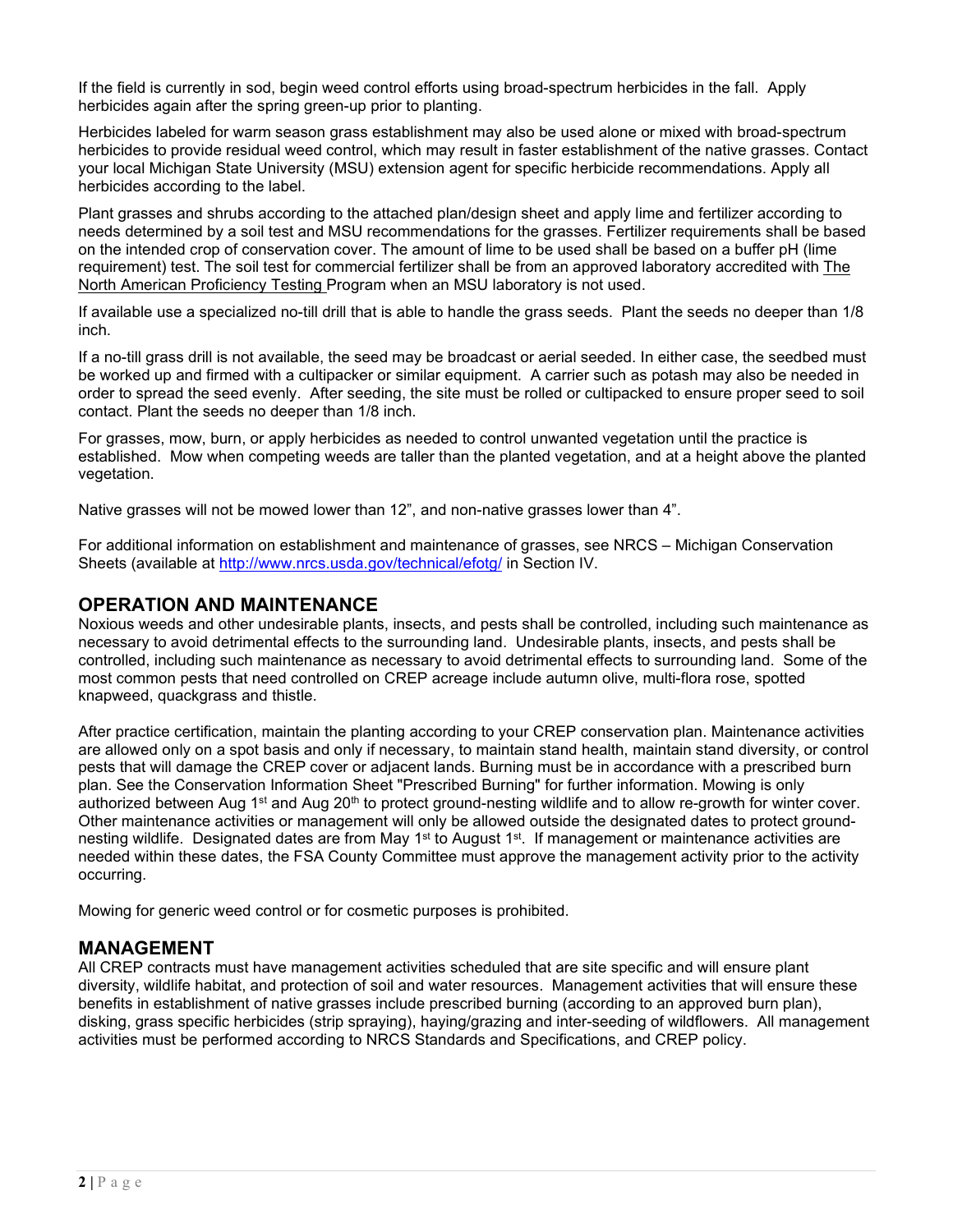If the field is currently in sod, begin weed control efforts using broad-spectrum herbicides in the fall. Apply herbicides again after the spring green-up prior to planting.

Herbicides labeled for warm season grass establishment may also be used alone or mixed with broad-spectrum herbicides to provide residual weed control, which may result in faster establishment of the native grasses. Contact your local Michigan State University (MSU) extension agent for specific herbicide recommendations. Apply all herbicides according to the label.

Plant grasses and shrubs according to the attached plan/design sheet and apply lime and fertilizer according to needs determined by a soil test and MSU recommendations for the grasses. Fertilizer requirements shall be based on the intended crop of conservation cover. The amount of lime to be used shall be based on a buffer pH (lime requirement) test. The soil test for commercial fertilizer shall be from an approved laboratory accredited with The North American Proficiency Testing Program when an MSU laboratory is not used.

If available use a specialized no-till drill that is able to handle the grass seeds. Plant the seeds no deeper than 1/8 inch.

If a no-till grass drill is not available, the seed may be broadcast or aerial seeded. In either case, the seedbed must be worked up and firmed with a cultipacker or similar equipment. A carrier such as potash may also be needed in order to spread the seed evenly. After seeding, the site must be rolled or cultipacked to ensure proper seed to soil contact. Plant the seeds no deeper than 1/8 inch.

For grasses, mow, burn, or apply herbicides as needed to control unwanted vegetation until the practice is established. Mow when competing weeds are taller than the planted vegetation, and at a height above the planted vegetation.

Native grasses will not be mowed lower than 12", and non-native grasses lower than 4".

For additional information on establishment and maintenance of grasses, see NRCS – Michigan Conservation Sheets (available at http://www.nrcs.usda.gov/technical/efotg/ in Section IV.

## OPERATION AND MAINTENANCE

Noxious weeds and other undesirable plants, insects, and pests shall be controlled, including such maintenance as necessary to avoid detrimental effects to the surrounding land. Undesirable plants, insects, and pests shall be controlled, including such maintenance as necessary to avoid detrimental effects to surrounding land. Some of the most common pests that need controlled on CREP acreage include autumn olive, multi-flora rose, spotted knapweed, quackgrass and thistle.

After practice certification, maintain the planting according to your CREP conservation plan. Maintenance activities are allowed only on a spot basis and only if necessary, to maintain stand health, maintain stand diversity, or control pests that will damage the CREP cover or adjacent lands. Burning must be in accordance with a prescribed burn plan. See the Conservation Information Sheet "Prescribed Burning" for further information. Mowing is only authorized between Aug 1st and Aug 20th to protect ground-nesting wildlife and to allow re-growth for winter cover. Other maintenance activities or management will only be allowed outside the designated dates to protect ground-nesting wildlife. Designated dates are from May 1st to August 1st. If management or maintenance activities are needed within these dates, the FSA County Committee must approve the management activity prior to the activity occurring.

Mowing for generic weed control or for cosmetic purposes is prohibited.

## MANAGEMENT

All CREP contracts must have management activities scheduled that are site specific and will ensure plant diversity, wildlife habitat, and protection of soil and water resources. Management activities that will ensure these benefits in establishment of native grasses include prescribed burning (according to an approved burn plan), disking, grass specific herbicides (strip spraying), haying/grazing and inter-seeding of wildflowers. All management activities must be performed according to NRCS Standards and Specifications, and CREP policy.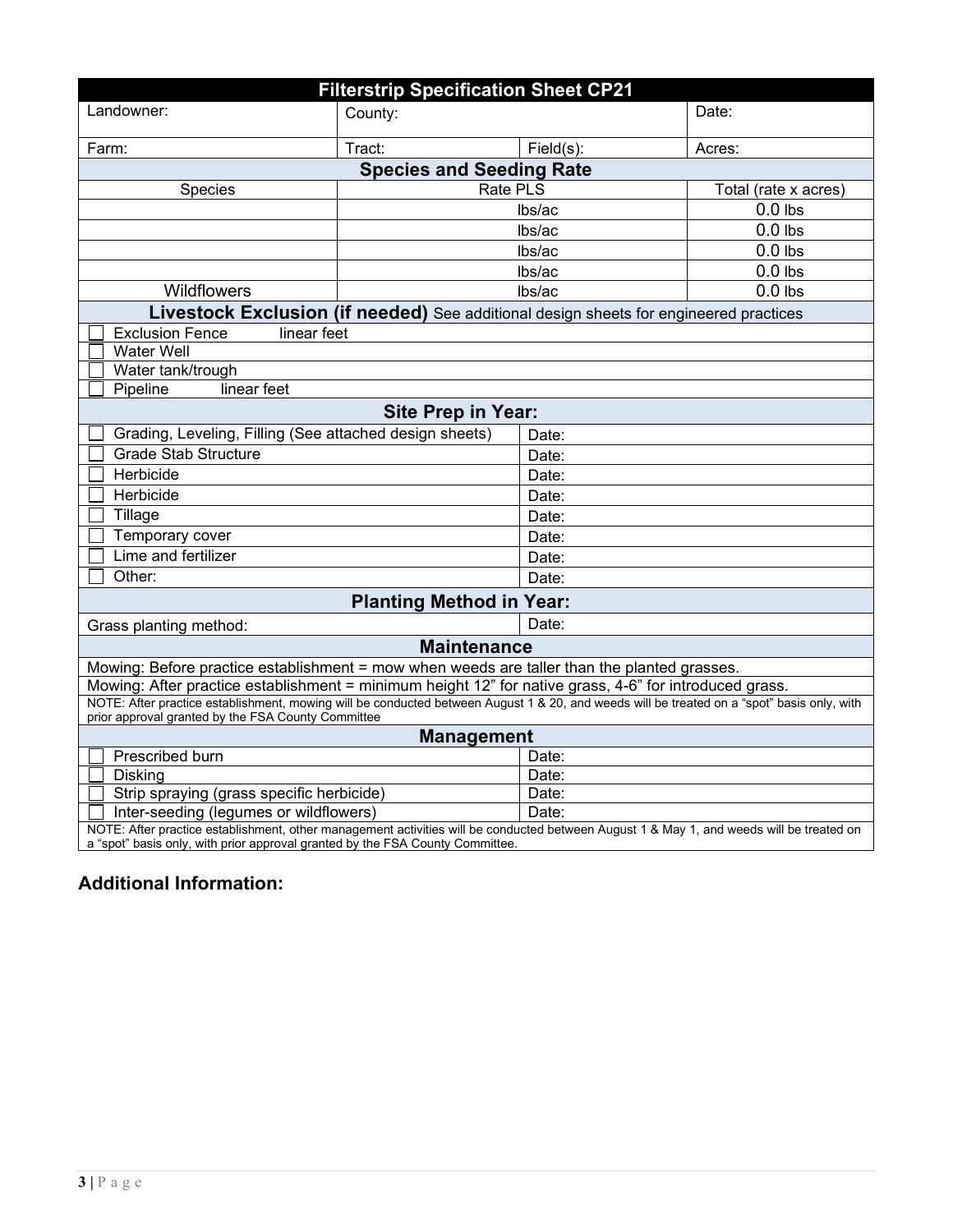| Filterstrip Specification Sheet CP21 | | | |
|---|---|---|---|
| Landowner: | County: | | Date: |
| Farm: | Tract: | Field(s): | Acres: |
| **Species and Seeding Rate** | | | |
| Species | Rate PLS | | Total (rate x acres) |
| | lbs/ac | | 0.0 lbs |
| | lbs/ac | | 0.0 lbs |
| | lbs/ac | | 0.0 lbs |
| | lbs/ac | | 0.0 lbs |
| Wildflowers | lbs/ac | | 0.0 lbs |
| **Livestock Exclusion (if needed)** See additional design sheets for engineered practices | | | |
| ☐ Exclusion Fence linear feet | | | |
| ☐ Water Well | | | |
| ☐ Water tank/trough | | | |
| ☐ Pipeline linear feet | | | |
| **Site Prep in Year:** | | | |
| ☐ Grading, Leveling, Filling (See attached design sheets) | | Date: | |
| ☐ Grade Stab Structure | | Date: | |
| ☐ Herbicide | | Date: | |
| ☐ Herbicide | | Date: | |
| ☐ Tillage | | Date: | |
| ☐ Temporary cover | | Date: | |
| ☐ Lime and fertilizer | | Date: | |
| ☐ Other: | | Date: | |
| **Planting Method in Year:** | | | |
| Grass planting method: | | Date: | |
| **Maintenance** | | | |
| Mowing: Before practice establishment = mow when weeds are taller than the planted grasses. | | | |
| Mowing: After practice establishment = minimum height 12" for native grass, 4-6" for introduced grass. | | | |
| NOTE: After practice establishment, mowing will be conducted between August 1 & 20, and weeds will be treated on a "spot" basis only, with prior approval granted by the FSA County Committee | | | |
| **Management** | | | |
| ☐ Prescribed burn | | Date: | |
| ☐ Disking | | Date: | |
| ☐ Strip spraying (grass specific herbicide) | | Date: | |
| ☐ Inter-seeding (legumes or wildflowers) | | Date: | |
| NOTE: After practice establishment, other management activities will be conducted between August 1 & May 1, and weeds will be treated on a "spot" basis only, with prior approval granted by the FSA County Committee. | | | |

## Additional Information: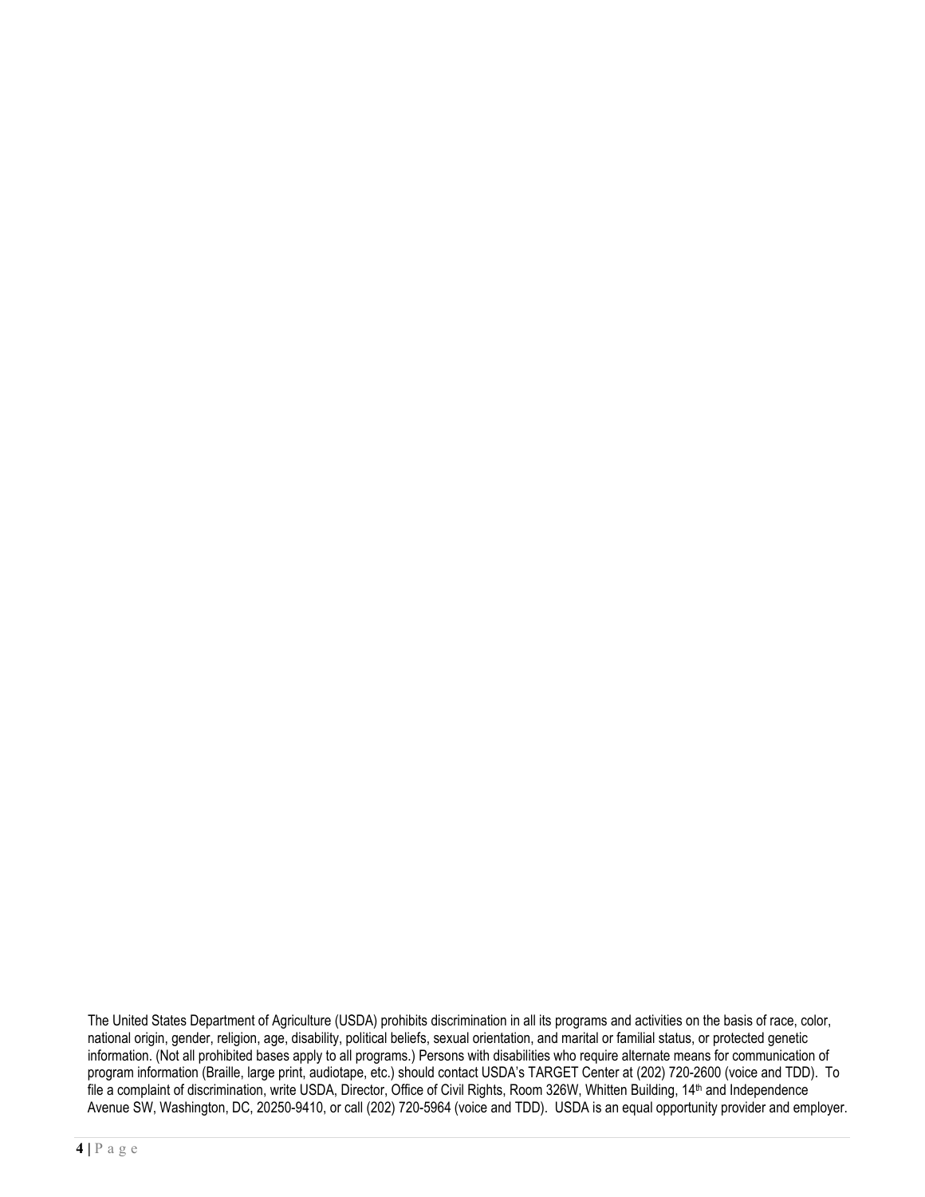The United States Department of Agriculture (USDA) prohibits discrimination in all its programs and activities on the basis of race, color, national origin, gender, religion, age, disability, political beliefs, sexual orientation, and marital or familial status, or protected genetic information. (Not all prohibited bases apply to all programs.) Persons with disabilities who require alternate means for communication of program information (Braille, large print, audiotape, etc.) should contact USDA's TARGET Center at (202) 720-2600 (voice and TDD). To file a complaint of discrimination, write USDA, Director, Office of Civil Rights, Room 326W, Whitten Building, 14th and Independence Avenue SW, Washington, DC, 20250-9410, or call (202) 720-5964 (voice and TDD). USDA is an equal opportunity provider and employer.